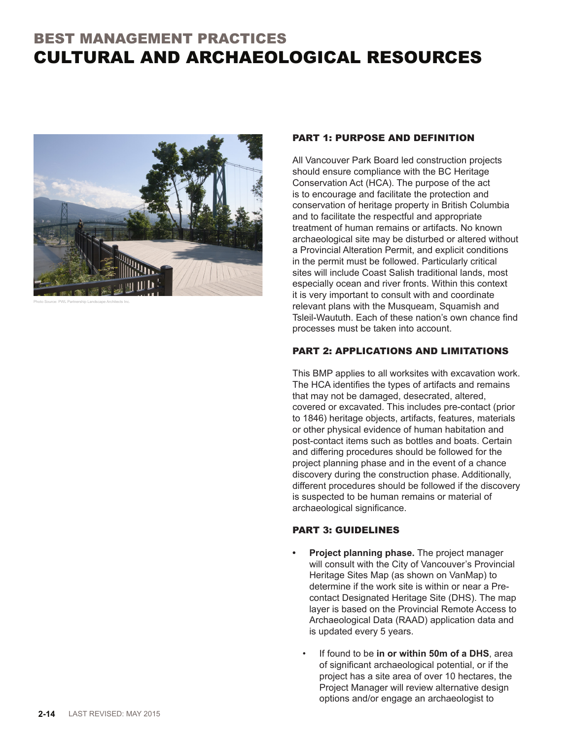# BEST MANAGEMENT PRACTICES
# CULTURAL AND ARCHAEOLOGICAL RESOURCES

Photo Source: PWL Partnership Landscape Architects Inc.

## PART 1: PURPOSE AND DEFINITION

All Vancouver Park Board led construction projects should ensure compliance with the BC Heritage Conservation Act (HCA). The purpose of the act is to encourage and facilitate the protection and conservation of heritage property in British Columbia and to facilitate the respectful and appropriate treatment of human remains or artifacts. No known archaeological site may be disturbed or altered without a Provincial Alteration Permit, and explicit conditions in the permit must be followed. Particularly critical sites will include Coast Salish traditional lands, most especially ocean and river fronts. Within this context it is very important to consult with and coordinate relevant plans with the Musqueam, Squamish and Tsleil-Waututh. Each of these nation's own chance find processes must be taken into account.

## PART 2: APPLICATIONS AND LIMITATIONS

This BMP applies to all worksites with excavation work. The HCA identifies the types of artifacts and remains that may not be damaged, desecrated, altered, covered or excavated. This includes pre-contact (prior to 1846) heritage objects, artifacts, features, materials or other physical evidence of human habitation and post-contact items such as bottles and boats. Certain and differing procedures should be followed for the project planning phase and in the event of a chance discovery during the construction phase. Additionally, different procedures should be followed if the discovery is suspected to be human remains or material of archaeological significance.

## PART 3: GUIDELINES

- **Project planning phase.** The project manager will consult with the City of Vancouver's Provincial Heritage Sites Map (as shown on VanMap) to determine if the work site is within or near a Pre-contact Designated Heritage Site (DHS). The map layer is based on the Provincial Remote Access to Archaeological Data (RAAD) application data and is updated every 5 years.
  - If found to be **in or within 50m of a DHS**, area of significant archaeological potential, or if the project has a site area of over 10 hectares, the Project Manager will review alternative design options and/or engage an archaeologist to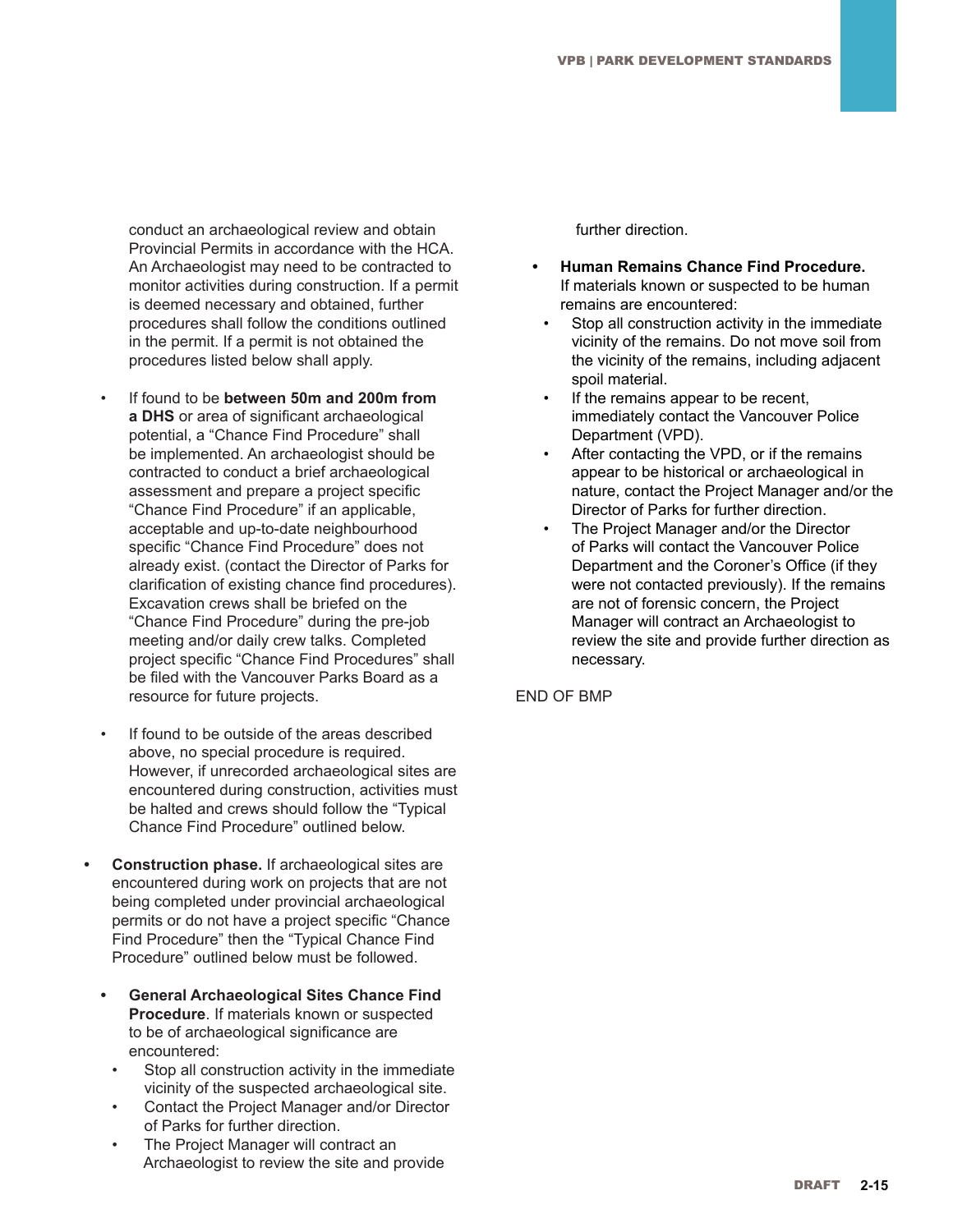conduct an archaeological review and obtain Provincial Permits in accordance with the HCA. An Archaeologist may need to be contracted to monitor activities during construction. If a permit is deemed necessary and obtained, further procedures shall follow the conditions outlined in the permit. If a permit is not obtained the procedures listed below shall apply.

- If found to be **between 50m and 200m from a DHS** or area of significant archaeological potential, a "Chance Find Procedure" shall be implemented. An archaeologist should be contracted to conduct a brief archaeological assessment and prepare a project specific "Chance Find Procedure" if an applicable, acceptable and up-to-date neighbourhood specific "Chance Find Procedure" does not already exist. (contact the Director of Parks for clarification of existing chance find procedures). Excavation crews shall be briefed on the "Chance Find Procedure" during the pre-job meeting and/or daily crew talks. Completed project specific "Chance Find Procedures" shall be filed with the Vancouver Parks Board as a resource for future projects.
- If found to be outside of the areas described above, no special procedure is required. However, if unrecorded archaeological sites are encountered during construction, activities must be halted and crews should follow the "Typical Chance Find Procedure" outlined below.

- **Construction phase.** If archaeological sites are encountered during work on projects that are not being completed under provincial archaeological permits or do not have a project specific "Chance Find Procedure" then the "Typical Chance Find Procedure" outlined below must be followed.
  - **General Archaeological Sites Chance Find Procedure**. If materials known or suspected to be of archaeological significance are encountered:
    - Stop all construction activity in the immediate vicinity of the suspected archaeological site.
    - Contact the Project Manager and/or Director of Parks for further direction.
    - The Project Manager will contract an Archaeologist to review the site and provide further direction.
  - **Human Remains Chance Find Procedure.** If materials known or suspected to be human remains are encountered:
    - Stop all construction activity in the immediate vicinity of the remains. Do not move soil from the vicinity of the remains, including adjacent spoil material.
    - If the remains appear to be recent, immediately contact the Vancouver Police Department (VPD).
    - After contacting the VPD, or if the remains appear to be historical or archaeological in nature, contact the Project Manager and/or the Director of Parks for further direction.
    - The Project Manager and/or the Director of Parks will contact the Vancouver Police Department and the Coroner's Office (if they were not contacted previously). If the remains are not of forensic concern, the Project Manager will contract an Archaeologist to review the site and provide further direction as necessary.

END OF BMP